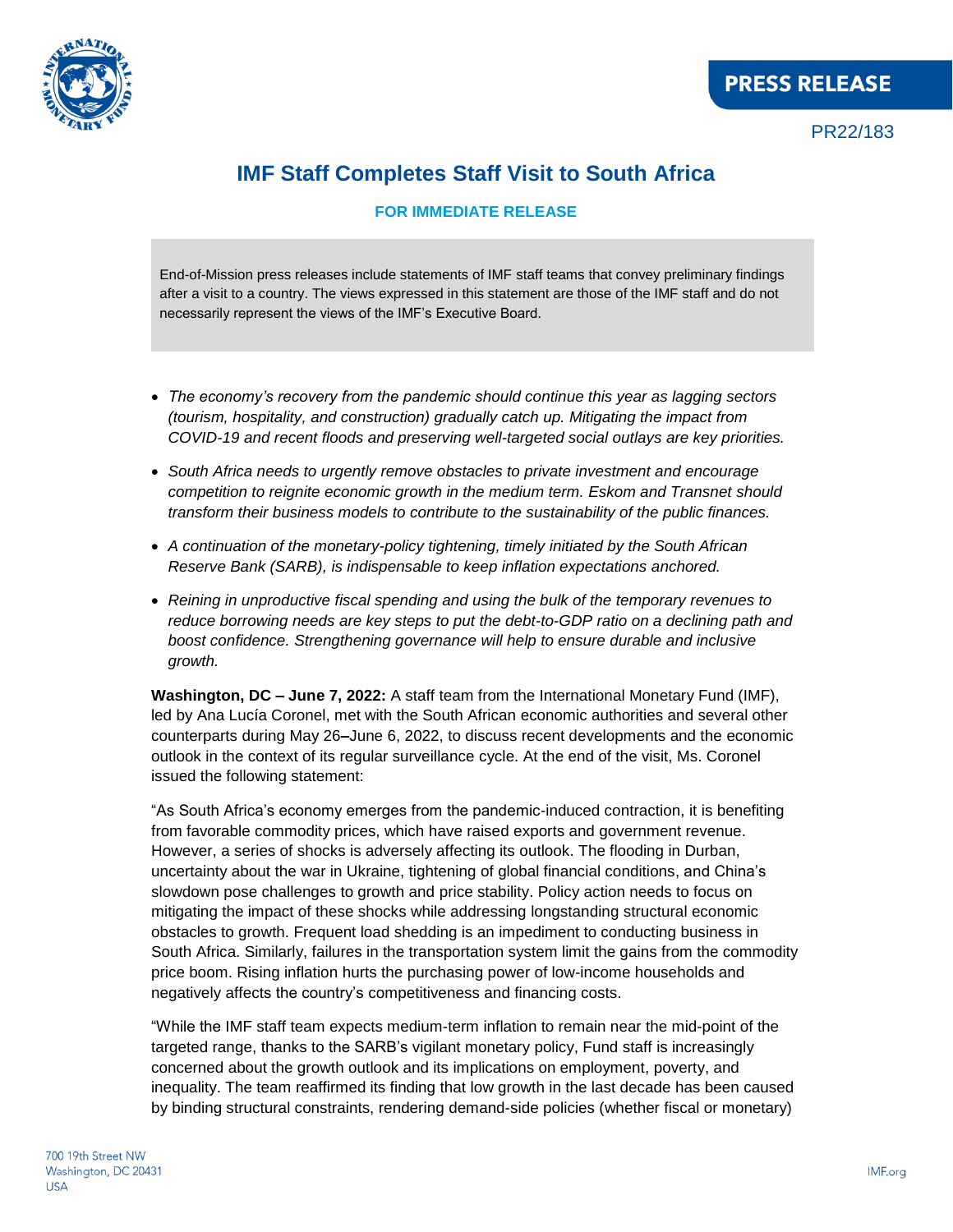PRESS RELEASE

PR22/183

# IMF Staff Completes Staff Visit to South Africa

**FOR IMMEDIATE RELEASE**

End-of-Mission press releases include statements of IMF staff teams that convey preliminary findings after a visit to a country. The views expressed in this statement are those of the IMF staff and do not necessarily represent the views of the IMF's Executive Board.

- *The economy's recovery from the pandemic should continue this year as lagging sectors (tourism, hospitality, and construction) gradually catch up. Mitigating the impact from COVID-19 and recent floods and preserving well-targeted social outlays are key priorities.*
- *South Africa needs to urgently remove obstacles to private investment and encourage competition to reignite economic growth in the medium term. Eskom and Transnet should transform their business models to contribute to the sustainability of the public finances.*
- *A continuation of the monetary-policy tightening, timely initiated by the South African Reserve Bank (SARB), is indispensable to keep inflation expectations anchored.*
- *Reining in unproductive fiscal spending and using the bulk of the temporary revenues to reduce borrowing needs are key steps to put the debt-to-GDP ratio on a declining path and boost confidence. Strengthening governance will help to ensure durable and inclusive growth.*

**Washington, DC – June 7, 2022:** A staff team from the International Monetary Fund (IMF), led by Ana Lucía Coronel, met with the South African economic authorities and several other counterparts during May 26**–**June 6, 2022, to discuss recent developments and the economic outlook in the context of its regular surveillance cycle. At the end of the visit, Ms. Coronel issued the following statement:

"As South Africa's economy emerges from the pandemic-induced contraction, it is benefiting from favorable commodity prices, which have raised exports and government revenue. However, a series of shocks is adversely affecting its outlook. The flooding in Durban, uncertainty about the war in Ukraine, tightening of global financial conditions, and China's slowdown pose challenges to growth and price stability. Policy action needs to focus on mitigating the impact of these shocks while addressing longstanding structural economic obstacles to growth. Frequent load shedding is an impediment to conducting business in South Africa. Similarly, failures in the transportation system limit the gains from the commodity price boom. Rising inflation hurts the purchasing power of low-income households and negatively affects the country's competitiveness and financing costs.

"While the IMF staff team expects medium-term inflation to remain near the mid-point of the targeted range, thanks to the SARB's vigilant monetary policy, Fund staff is increasingly concerned about the growth outlook and its implications on employment, poverty, and inequality. The team reaffirmed its finding that low growth in the last decade has been caused by binding structural constraints, rendering demand-side policies (whether fiscal or monetary)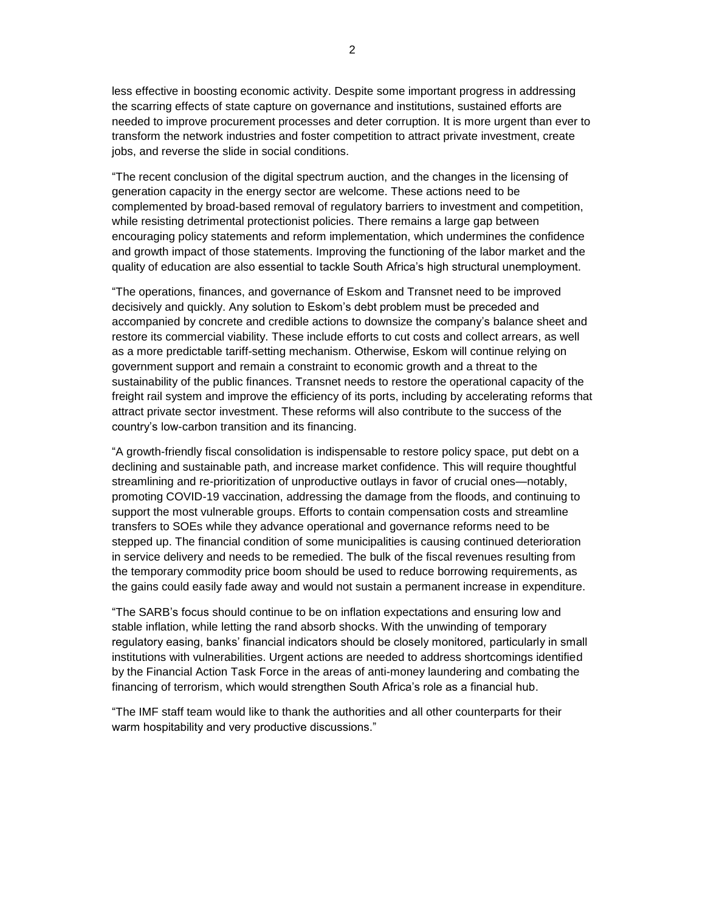less effective in boosting economic activity. Despite some important progress in addressing the scarring effects of state capture on governance and institutions, sustained efforts are needed to improve procurement processes and deter corruption. It is more urgent than ever to transform the network industries and foster competition to attract private investment, create jobs, and reverse the slide in social conditions.

"The recent conclusion of the digital spectrum auction, and the changes in the licensing of generation capacity in the energy sector are welcome. These actions need to be complemented by broad-based removal of regulatory barriers to investment and competition, while resisting detrimental protectionist policies. There remains a large gap between encouraging policy statements and reform implementation, which undermines the confidence and growth impact of those statements. Improving the functioning of the labor market and the quality of education are also essential to tackle South Africa's high structural unemployment.

"The operations, finances, and governance of Eskom and Transnet need to be improved decisively and quickly. Any solution to Eskom's debt problem must be preceded and accompanied by concrete and credible actions to downsize the company's balance sheet and restore its commercial viability. These include efforts to cut costs and collect arrears, as well as a more predictable tariff-setting mechanism. Otherwise, Eskom will continue relying on government support and remain a constraint to economic growth and a threat to the sustainability of the public finances. Transnet needs to restore the operational capacity of the freight rail system and improve the efficiency of its ports, including by accelerating reforms that attract private sector investment. These reforms will also contribute to the success of the country's low-carbon transition and its financing.

"A growth-friendly fiscal consolidation is indispensable to restore policy space, put debt on a declining and sustainable path, and increase market confidence. This will require thoughtful streamlining and re-prioritization of unproductive outlays in favor of crucial ones—notably, promoting COVID-19 vaccination, addressing the damage from the floods, and continuing to support the most vulnerable groups. Efforts to contain compensation costs and streamline transfers to SOEs while they advance operational and governance reforms need to be stepped up. The financial condition of some municipalities is causing continued deterioration in service delivery and needs to be remedied. The bulk of the fiscal revenues resulting from the temporary commodity price boom should be used to reduce borrowing requirements, as the gains could easily fade away and would not sustain a permanent increase in expenditure.

"The SARB's focus should continue to be on inflation expectations and ensuring low and stable inflation, while letting the rand absorb shocks. With the unwinding of temporary regulatory easing, banks' financial indicators should be closely monitored, particularly in small institutions with vulnerabilities. Urgent actions are needed to address shortcomings identified by the Financial Action Task Force in the areas of anti-money laundering and combating the financing of terrorism, which would strengthen South Africa's role as a financial hub.

"The IMF staff team would like to thank the authorities and all other counterparts for their warm hospitability and very productive discussions."